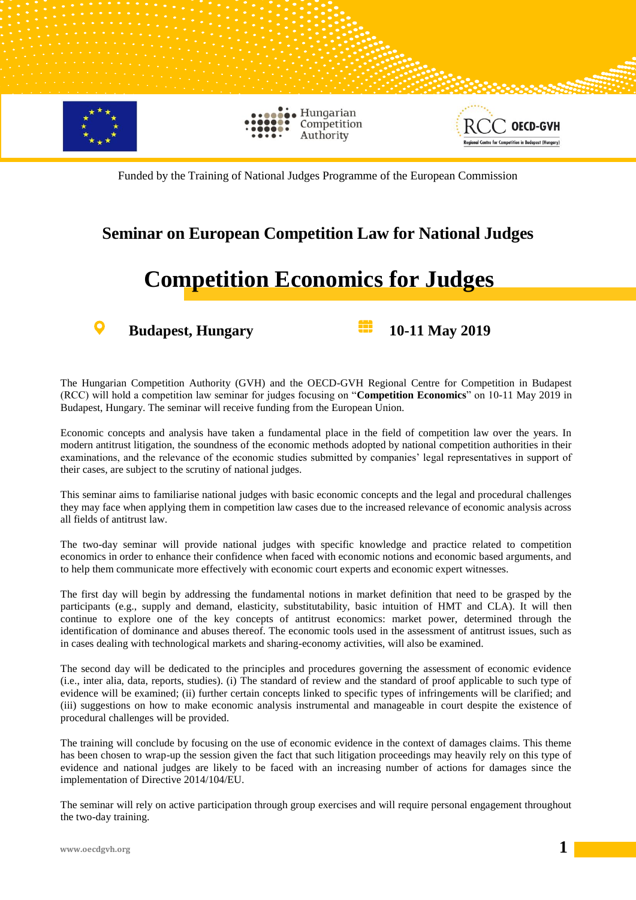Funded by the Training of National Judges Programme of the European Commission

## Seminar on European Competition Law for National Judges

# Competition Economics for Judges

**Budapest, Hungary** | **10-11 May 2019**

The Hungarian Competition Authority (GVH) and the OECD-GVH Regional Centre for Competition in Budapest (RCC) will hold a competition law seminar for judges focusing on "**Competition Economics**" on 10-11 May 2019 in Budapest, Hungary. The seminar will receive funding from the European Union.

Economic concepts and analysis have taken a fundamental place in the field of competition law over the years. In modern antitrust litigation, the soundness of the economic methods adopted by national competition authorities in their examinations, and the relevance of the economic studies submitted by companies' legal representatives in support of their cases, are subject to the scrutiny of national judges.

This seminar aims to familiarise national judges with basic economic concepts and the legal and procedural challenges they may face when applying them in competition law cases due to the increased relevance of economic analysis across all fields of antitrust law.

The two-day seminar will provide national judges with specific knowledge and practice related to competition economics in order to enhance their confidence when faced with economic notions and economic based arguments, and to help them communicate more effectively with economic court experts and economic expert witnesses.

The first day will begin by addressing the fundamental notions in market definition that need to be grasped by the participants (e.g., supply and demand, elasticity, substitutability, basic intuition of HMT and CLA). It will then continue to explore one of the key concepts of antitrust economics: market power, determined through the identification of dominance and abuses thereof. The economic tools used in the assessment of antitrust issues, such as in cases dealing with technological markets and sharing-economy activities, will also be examined.

The second day will be dedicated to the principles and procedures governing the assessment of economic evidence (i.e., inter alia, data, reports, studies). (i) The standard of review and the standard of proof applicable to such type of evidence will be examined; (ii) further certain concepts linked to specific types of infringements will be clarified; and (iii) suggestions on how to make economic analysis instrumental and manageable in court despite the existence of procedural challenges will be provided.

The training will conclude by focusing on the use of economic evidence in the context of damages claims. This theme has been chosen to wrap-up the session given the fact that such litigation proceedings may heavily rely on this type of evidence and national judges are likely to be faced with an increasing number of actions for damages since the implementation of Directive 2014/104/EU.

The seminar will rely on active participation through group exercises and will require personal engagement throughout the two-day training.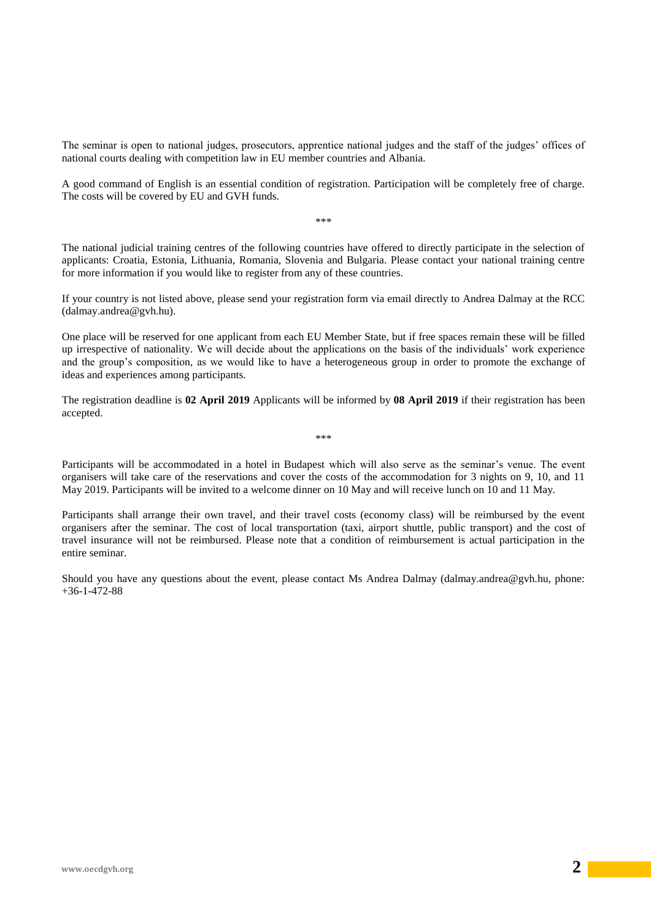The seminar is open to national judges, prosecutors, apprentice national judges and the staff of the judges' offices of national courts dealing with competition law in EU member countries and Albania.

A good command of English is an essential condition of registration. Participation will be completely free of charge. The costs will be covered by EU and GVH funds.

***

The national judicial training centres of the following countries have offered to directly participate in the selection of applicants: Croatia, Estonia, Lithuania, Romania, Slovenia and Bulgaria. Please contact your national training centre for more information if you would like to register from any of these countries.

If your country is not listed above, please send your registration form via email directly to Andrea Dalmay at the RCC (dalmay.andrea@gvh.hu).

One place will be reserved for one applicant from each EU Member State, but if free spaces remain these will be filled up irrespective of nationality. We will decide about the applications on the basis of the individuals' work experience and the group's composition, as we would like to have a heterogeneous group in order to promote the exchange of ideas and experiences among participants.

The registration deadline is **02 April 2019** Applicants will be informed by **08 April 2019** if their registration has been accepted.

***

Participants will be accommodated in a hotel in Budapest which will also serve as the seminar's venue. The event organisers will take care of the reservations and cover the costs of the accommodation for 3 nights on 9, 10, and 11 May 2019. Participants will be invited to a welcome dinner on 10 May and will receive lunch on 10 and 11 May.

Participants shall arrange their own travel, and their travel costs (economy class) will be reimbursed by the event organisers after the seminar. The cost of local transportation (taxi, airport shuttle, public transport) and the cost of travel insurance will not be reimbursed. Please note that a condition of reimbursement is actual participation in the entire seminar.

Should you have any questions about the event, please contact Ms Andrea Dalmay (dalmay.andrea@gvh.hu, phone: +36-1-472-88